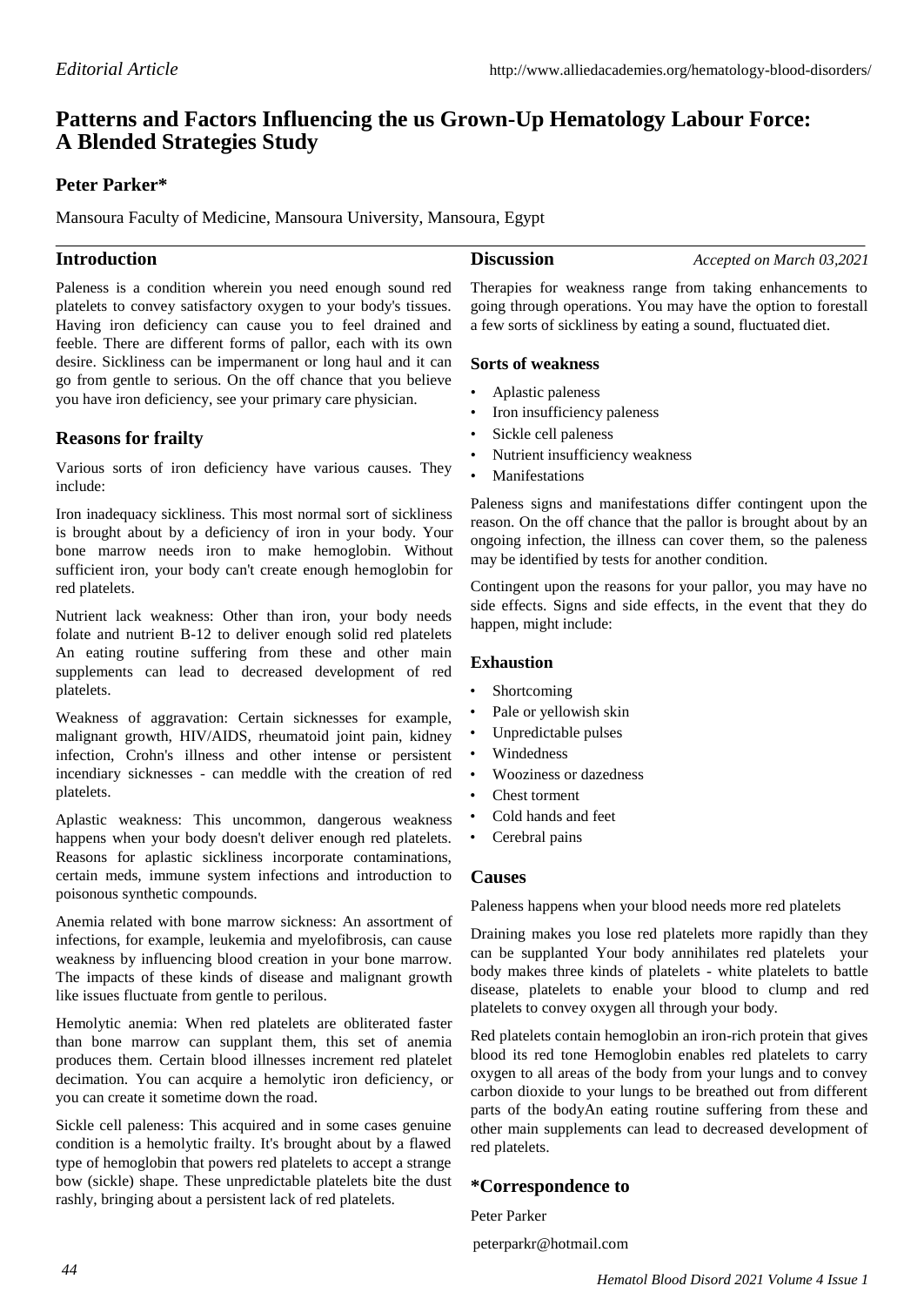*Editorial Article*

http://www.alliedacademies.org/hematology-blood-disorders/

# Patterns and Factors Influencing the us Grown-Up Hematology Labour Force: A Blended Strategies Study

**Peter Parker***

Mansoura Faculty of Medicine, Mansoura University, Mansoura, Egypt

*Accepted on March 03,2021*

## Introduction

Paleness is a condition wherein you need enough sound red platelets to convey satisfactory oxygen to your body's tissues. Having iron deficiency can cause you to feel drained and feeble. There are different forms of pallor, each with its own desire. Sickliness can be impermanent or long haul and it can go from gentle to serious. On the off chance that you believe you have iron deficiency, see your primary care physician.

## Reasons for frailty

Various sorts of iron deficiency have various causes. They include:

Iron inadequacy sickliness. This most normal sort of sickliness is brought about by a deficiency of iron in your body. Your bone marrow needs iron to make hemoglobin. Without sufficient iron, your body can't create enough hemoglobin for red platelets.

Nutrient lack weakness: Other than iron, your body needs folate and nutrient B-12 to deliver enough solid red platelets An eating routine suffering from these and other main supplements can lead to decreased development of red platelets.

Weakness of aggravation: Certain sicknesses for example, malignant growth, HIV/AIDS, rheumatoid joint pain, kidney infection, Crohn's illness and other intense or persistent incendiary sicknesses - can meddle with the creation of red platelets.

Aplastic weakness: This uncommon, dangerous weakness happens when your body doesn't deliver enough red platelets. Reasons for aplastic sickliness incorporate contaminations, certain meds, immune system infections and introduction to poisonous synthetic compounds.

Anemia related with bone marrow sickness: An assortment of infections, for example, leukemia and myelofibrosis, can cause weakness by influencing blood creation in your bone marrow. The impacts of these kinds of disease and malignant growth like issues fluctuate from gentle to perilous.

Hemolytic anemia: When red platelets are obliterated faster than bone marrow can supplant them, this set of anemia produces them. Certain blood illnesses increment red platelet decimation. You can acquire a hemolytic iron deficiency, or you can create it sometime down the road.

Sickle cell paleness: This acquired and in some cases genuine condition is a hemolytic frailty. It's brought about by a flawed type of hemoglobin that powers red platelets to accept a strange bow (sickle) shape. These unpredictable platelets bite the dust rashly, bringing about a persistent lack of red platelets.

## Discussion

Therapies for weakness range from taking enhancements to going through operations. You may have the option to forestall a few sorts of sickliness by eating a sound, fluctuated diet.

### Sorts of weakness

- Aplastic paleness
- Iron insufficiency paleness
- Sickle cell paleness
- Nutrient insufficiency weakness
- Manifestations

Paleness signs and manifestations differ contingent upon the reason. On the off chance that the pallor is brought about by an ongoing infection, the illness can cover them, so the paleness may be identified by tests for another condition.

Contingent upon the reasons for your pallor, you may have no side effects. Signs and side effects, in the event that they do happen, might include:

### Exhaustion

- Shortcoming
- Pale or yellowish skin
- Unpredictable pulses
- Windedness
- Wooziness or dazedness
- Chest torment
- Cold hands and feet
- Cerebral pains

## Causes

Paleness happens when your blood needs more red platelets

Draining makes you lose red platelets more rapidly than they can be supplanted Your body annihilates red platelets your body makes three kinds of platelets - white platelets to battle disease, platelets to enable your blood to clump and red platelets to convey oxygen all through your body.

Red platelets contain hemoglobin an iron-rich protein that gives blood its red tone Hemoglobin enables red platelets to carry oxygen to all areas of the body from your lungs and to convey carbon dioxide to your lungs to be breathed out from different parts of the bodyAn eating routine suffering from these and other main supplements can lead to decreased development of red platelets.

## *Correspondence to

Peter Parker

peterparkr@hotmail.com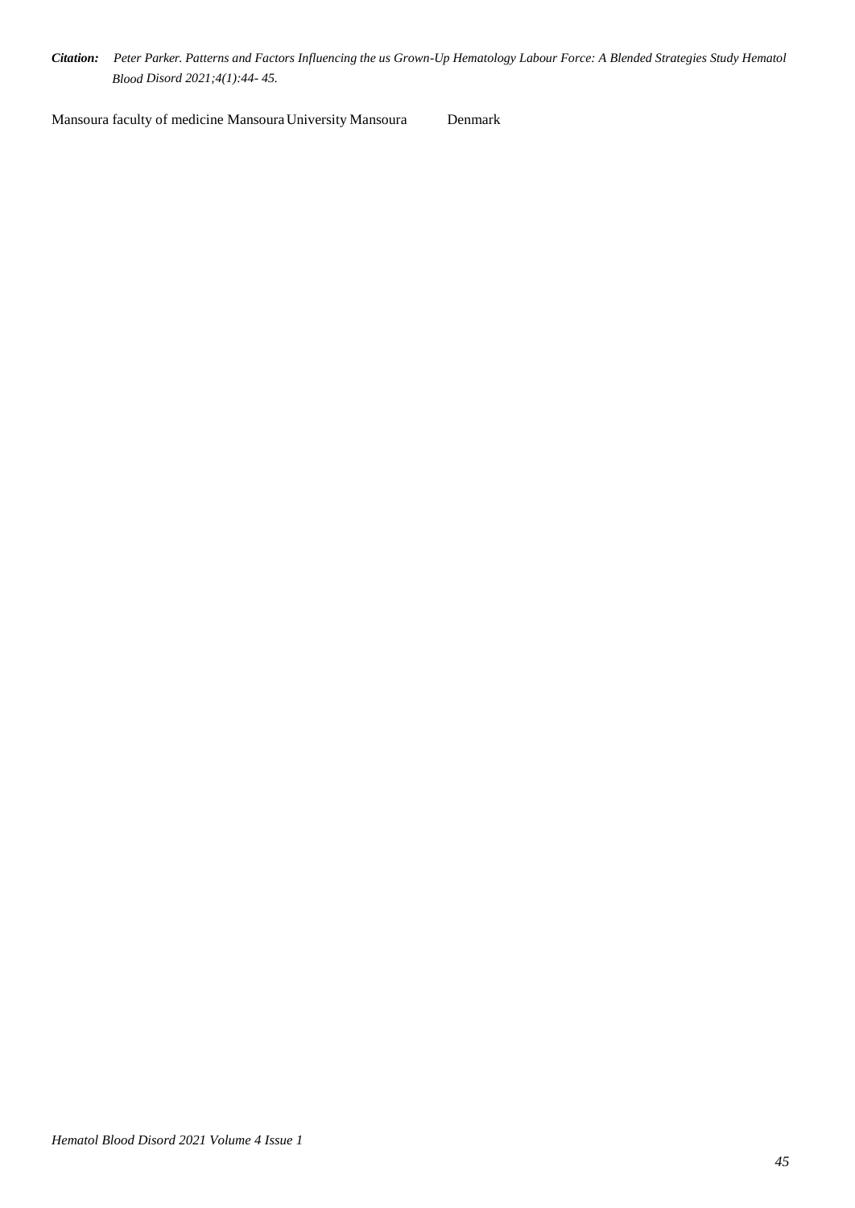***Citation:*** *Peter Parker. Patterns and Factors Influencing the us Grown-Up Hematology Labour Force: A Blended Strategies Study Hematol Blood Disord 2021;4(1):44- 45.*

Mansoura faculty of medicine Mansoura University Mansoura Denmark